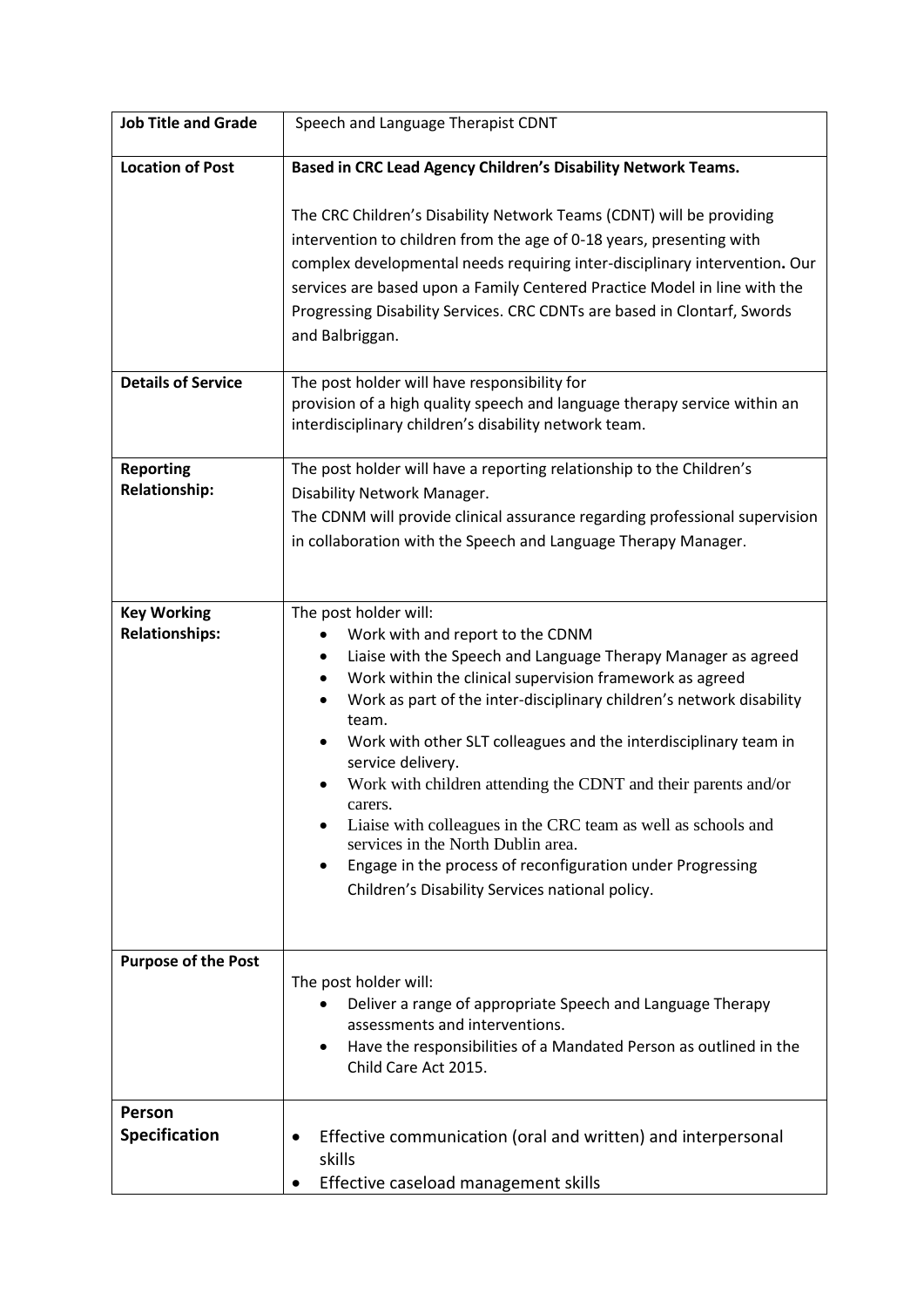| **Job Title and Grade** | Speech and Language Therapist CDNT |
|---|---|
| **Location of Post** | **Based in CRC Lead Agency Children's Disability Network Teams.**<br><br>The CRC Children's Disability Network Teams (CDNT) will be providing intervention to children from the age of 0-18 years, presenting with complex developmental needs requiring inter-disciplinary intervention**.** Our services are based upon a Family Centered Practice Model in line with the Progressing Disability Services. CRC CDNTs are based in Clontarf, Swords and Balbriggan. |
| **Details of Service** | The post holder will have responsibility for provision of a high quality speech and language therapy service within an interdisciplinary children's disability network team. |
| **Reporting Relationship:** | The post holder will have a reporting relationship to the Children's Disability Network Manager.<br>The CDNM will provide clinical assurance regarding professional supervision in collaboration with the Speech and Language Therapy Manager. |
| **Key Working Relationships:** | The post holder will:<br>• Work with and report to the CDNM<br>• Liaise with the Speech and Language Therapy Manager as agreed<br>• Work within the clinical supervision framework as agreed<br>• Work as part of the inter-disciplinary children's network disability team.<br>• Work with other SLT colleagues and the interdisciplinary team in service delivery.<br>• Work with children attending the CDNT and their parents and/or carers.<br>• Liaise with colleagues in the CRC team as well as schools and services in the North Dublin area.<br>• Engage in the process of reconfiguration under Progressing Children's Disability Services national policy. |
| **Purpose of the Post** | The post holder will:<br>• Deliver a range of appropriate Speech and Language Therapy assessments and interventions.<br>• Have the responsibilities of a Mandated Person as outlined in the Child Care Act 2015. |
| **Person Specification** | • Effective communication (oral and written) and interpersonal skills<br>• Effective caseload management skills |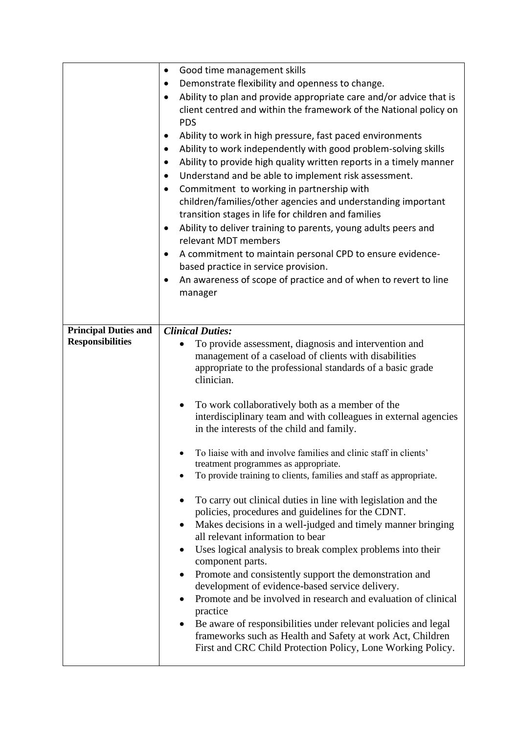| | |
|---|---|
| | • Good time management skills<br>• Demonstrate flexibility and openness to change.<br>• Ability to plan and provide appropriate care and/or advice that is client centred and within the framework of the National policy on PDS<br>• Ability to work in high pressure, fast paced environments<br>• Ability to work independently with good problem-solving skills<br>• Ability to provide high quality written reports in a timely manner<br>• Understand and be able to implement risk assessment.<br>• Commitment to working in partnership with children/families/other agencies and understanding important transition stages in life for children and families<br>• Ability to deliver training to parents, young adults peers and relevant MDT members<br>• A commitment to maintain personal CPD to ensure evidence-based practice in service provision.<br>• An awareness of scope of practice and of when to revert to line manager |
| **Principal Duties and Responsibilities** | ***Clinical Duties:***<br>• To provide assessment, diagnosis and intervention and management of a caseload of clients with disabilities appropriate to the professional standards of a basic grade clinician.<br>• To work collaboratively both as a member of the interdisciplinary team and with colleagues in external agencies in the interests of the child and family.<br>• To liaise with and involve families and clinic staff in clients' treatment programmes as appropriate.<br>• To provide training to clients, families and staff as appropriate.<br>• To carry out clinical duties in line with legislation and the policies, procedures and guidelines for the CDNT.<br>• Makes decisions in a well-judged and timely manner bringing all relevant information to bear<br>• Uses logical analysis to break complex problems into their component parts.<br>• Promote and consistently support the demonstration and development of evidence-based service delivery.<br>• Promote and be involved in research and evaluation of clinical practice<br>• Be aware of responsibilities under relevant policies and legal frameworks such as Health and Safety at work Act, Children First and CRC Child Protection Policy, Lone Working Policy. |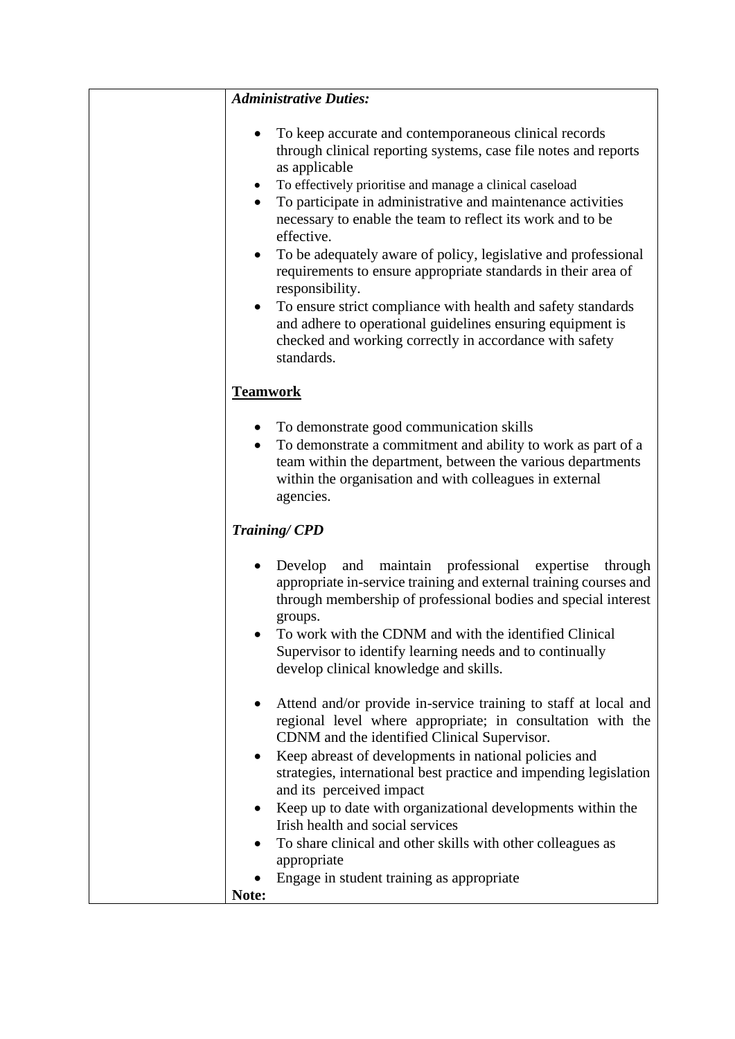| | ***Administrative Duties:***<br><br>- To keep accurate and contemporaneous clinical records through clinical reporting systems, case file notes and reports as applicable<br>- To effectively prioritise and manage a clinical caseload<br>- To participate in administrative and maintenance activities necessary to enable the team to reflect its work and to be effective.<br>- To be adequately aware of policy, legislative and professional requirements to ensure appropriate standards in their area of responsibility.<br>- To ensure strict compliance with health and safety standards and adhere to operational guidelines ensuring equipment is checked and working correctly in accordance with safety standards.<br><br>**<u>Teamwork</u>**<br><br>- To demonstrate good communication skills<br>- To demonstrate a commitment and ability to work as part of a team within the department, between the various departments within the organisation and with colleagues in external agencies.<br><br>***Training/ CPD***<br><br>- Develop and maintain professional expertise through appropriate in-service training and external training courses and through membership of professional bodies and special interest groups.<br>- To work with the CDNM and with the identified Clinical Supervisor to identify learning needs and to continually develop clinical knowledge and skills.<br><br>- Attend and/or provide in-service training to staff at local and regional level where appropriate; in consultation with the CDNM and the identified Clinical Supervisor.<br>- Keep abreast of developments in national policies and strategies, international best practice and impending legislation and its perceived impact<br>- Keep up to date with organizational developments within the Irish health and social services<br>- To share clinical and other skills with other colleagues as appropriate<br>- Engage in student training as appropriate<br><br>**Note:** |
|---|---|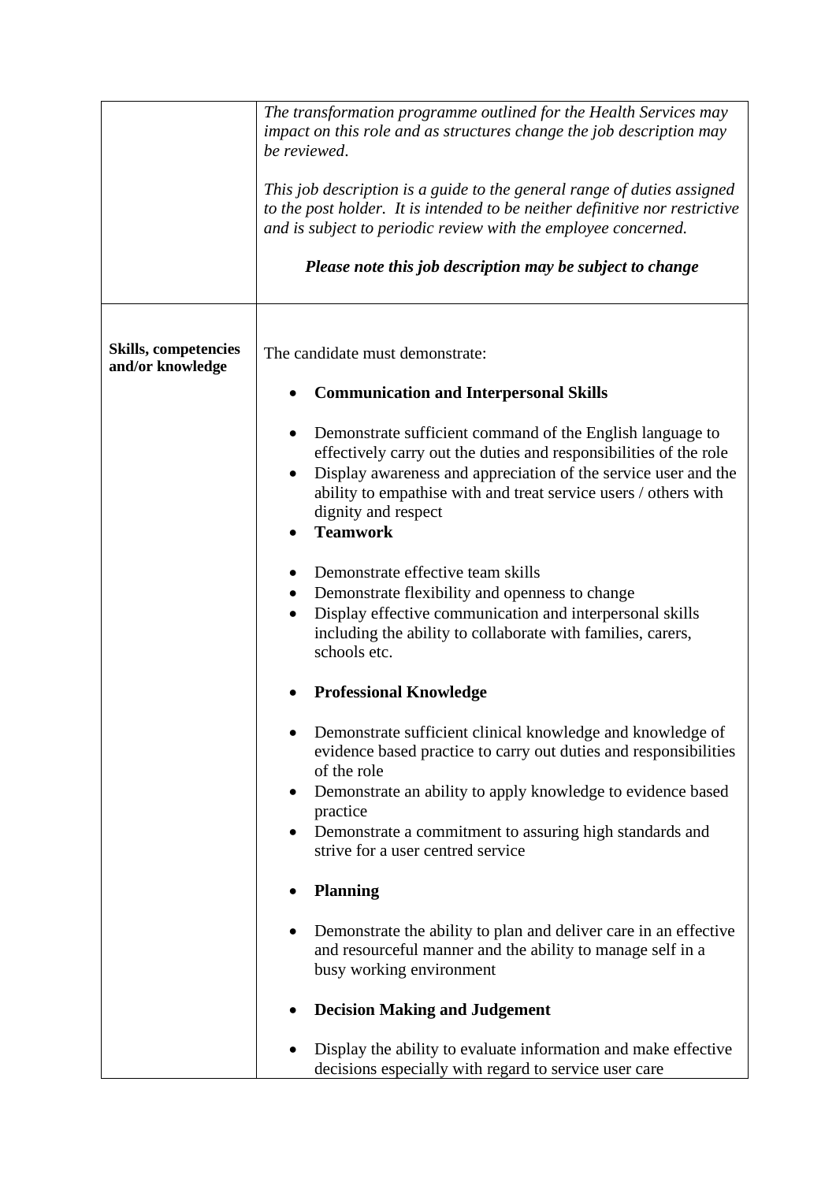| | |
|---|---|
| | *The transformation programme outlined for the Health Services may impact on this role and as structures change the job description may be reviewed*.<br><br>*This job description is a guide to the general range of duties assigned to the post holder. It is intended to be neither definitive nor restrictive and is subject to periodic review with the employee concerned.*<br><br>***Please note this job description may be subject to change*** |
| **Skills, competencies and/or knowledge** | The candidate must demonstrate:<br><br>• **Communication and Interpersonal Skills**<br><br>• Demonstrate sufficient command of the English language to effectively carry out the duties and responsibilities of the role<br>• Display awareness and appreciation of the service user and the ability to empathise with and treat service users / others with dignity and respect<br>• **Teamwork**<br><br>• Demonstrate effective team skills<br>• Demonstrate flexibility and openness to change<br>• Display effective communication and interpersonal skills including the ability to collaborate with families, carers, schools etc.<br><br>• **Professional Knowledge**<br><br>• Demonstrate sufficient clinical knowledge and knowledge of evidence based practice to carry out duties and responsibilities of the role<br>• Demonstrate an ability to apply knowledge to evidence based practice<br>• Demonstrate a commitment to assuring high standards and strive for a user centred service<br><br>• **Planning**<br><br>• Demonstrate the ability to plan and deliver care in an effective and resourceful manner and the ability to manage self in a busy working environment<br><br>• **Decision Making and Judgement**<br><br>• Display the ability to evaluate information and make effective decisions especially with regard to service user care |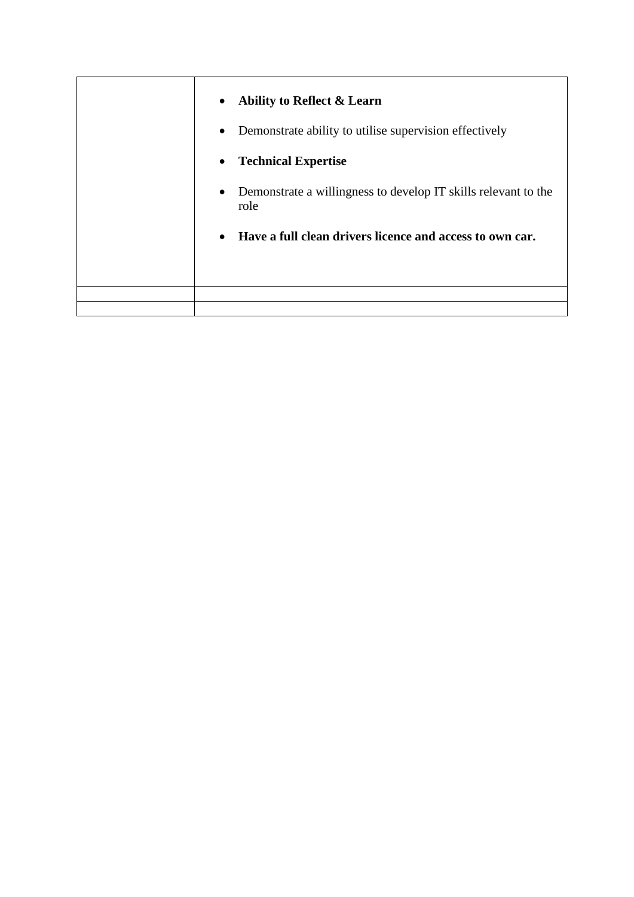| | |
|---|---|
| | • **Ability to Reflect & Learn**<br>• Demonstrate ability to utilise supervision effectively<br>• **Technical Expertise**<br>• Demonstrate a willingness to develop IT skills relevant to the role<br>• **Have a full clean drivers licence and access to own car.** |
| | |
| | |